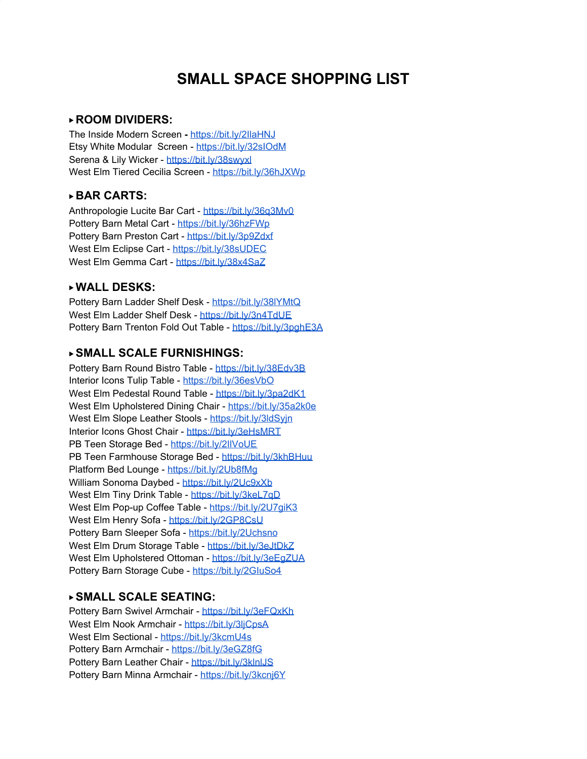# SMALL SPACE SHOPPING LIST

## ▸ROOM DIVIDERS:

The Inside Modern Screen - https://bit.ly/2IlaHNJ
Etsy White Modular  Screen - https://bit.ly/32sIOdM
Serena & Lily Wicker - https://bit.ly/38swyxl
West Elm Tiered Cecilia Screen - https://bit.ly/36hJXWp

## ▸BAR CARTS:

Anthropologie Lucite Bar Cart - https://bit.ly/36q3Mv0
Pottery Barn Metal Cart - https://bit.ly/36hzFWp
Pottery Barn Preston Cart - https://bit.ly/3p9Zdxf
West Elm Eclipse Cart - https://bit.ly/38sUDEC
West Elm Gemma Cart - https://bit.ly/38x4SaZ

## ▸WALL DESKS:

Pottery Barn Ladder Shelf Desk - https://bit.ly/38lYMtQ
West Elm Ladder Shelf Desk - https://bit.ly/3n4TdUE
Pottery Barn Trenton Fold Out Table - https://bit.ly/3pghE3A

## ▸SMALL SCALE FURNISHINGS:

Pottery Barn Round Bistro Table - https://bit.ly/38Edv3B
Interior Icons Tulip Table - https://bit.ly/36esVbO
West Elm Pedestal Round Table - https://bit.ly/3pa2dK1
West Elm Upholstered Dining Chair - https://bit.ly/35a2k0e
West Elm Slope Leather Stools - https://bit.ly/3ldSyjn
Interior Icons Ghost Chair - https://bit.ly/3eHsMRT
PB Teen Storage Bed - https://bit.ly/2IlVoUE
PB Teen Farmhouse Storage Bed - https://bit.ly/3khBHuu
Platform Bed Lounge - https://bit.ly/2Ub8fMg
William Sonoma Daybed - https://bit.ly/2Uc9xXb
West Elm Tiny Drink Table - https://bit.ly/3keL7qD
West Elm Pop-up Coffee Table - https://bit.ly/2U7giK3
West Elm Henry Sofa - https://bit.ly/2GP8CsU
Pottery Barn Sleeper Sofa - https://bit.ly/2Uchsno
West Elm Drum Storage Table - https://bit.ly/3eJtDkZ
West Elm Upholstered Ottoman - https://bit.ly/3eEgZUA
Pottery Barn Storage Cube - https://bit.ly/2GIuSo4

## ▸SMALL SCALE SEATING:

Pottery Barn Swivel Armchair - https://bit.ly/3eFQxKh
West Elm Nook Armchair - https://bit.ly/3ljCpsA
West Elm Sectional - https://bit.ly/3kcmU4s
Pottery Barn Armchair - https://bit.ly/3eGZ8fG
Pottery Barn Leather Chair - https://bit.ly/3klnlJS
Pottery Barn Minna Armchair - https://bit.ly/3kcnj6Y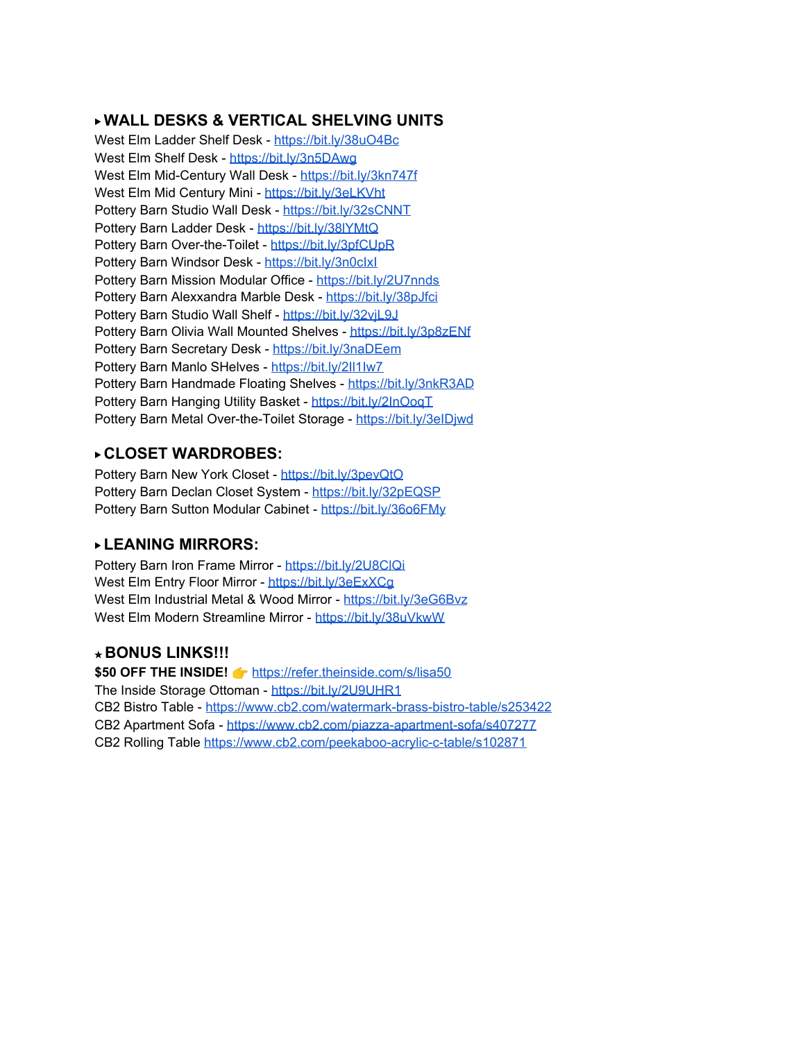## ▸ WALL DESKS & VERTICAL SHELVING UNITS

West Elm Ladder Shelf Desk - https://bit.ly/38uO4Bc
West Elm Shelf Desk - https://bit.ly/3n5DAwg
West Elm Mid-Century Wall Desk - https://bit.ly/3kn747f
West Elm Mid Century Mini - https://bit.ly/3eLKVht
Pottery Barn Studio Wall Desk - https://bit.ly/32sCNNT
Pottery Barn Ladder Desk - https://bit.ly/38lYMtQ
Pottery Barn Over-the-Toilet - https://bit.ly/3pfCUpR
Pottery Barn Windsor Desk - https://bit.ly/3n0cIxI
Pottery Barn Mission Modular Office - https://bit.ly/2U7nnds
Pottery Barn Alexxandra Marble Desk - https://bit.ly/38pJfci
Pottery Barn Studio Wall Shelf - https://bit.ly/32vjL9J
Pottery Barn Olivia Wall Mounted Shelves - https://bit.ly/3p8zENf
Pottery Barn Secretary Desk - https://bit.ly/3naDEem
Pottery Barn Manlo SHelves - https://bit.ly/2Il1Iw7
Pottery Barn Handmade Floating Shelves - https://bit.ly/3nkR3AD
Pottery Barn Hanging Utility Basket - https://bit.ly/2InOoqT
Pottery Barn Metal Over-the-Toilet Storage - https://bit.ly/3eIDjwd

## ▸ CLOSET WARDROBES:

Pottery Barn New York Closet - https://bit.ly/3pevQtO
Pottery Barn Declan Closet System - https://bit.ly/32pEQSP
Pottery Barn Sutton Modular Cabinet - https://bit.ly/36o6FMy

## ▸ LEANING MIRRORS:

Pottery Barn Iron Frame Mirror - https://bit.ly/2U8ClQi
West Elm Entry Floor Mirror - https://bit.ly/3eExXCg
West Elm Industrial Metal & Wood Mirror - https://bit.ly/3eG6Bvz
West Elm Modern Streamline Mirror - https://bit.ly/38uVkwW

## ★ BONUS LINKS!!!

**$50 OFF THE INSIDE!** 👉 https://refer.theinside.com/s/lisa50
The Inside Storage Ottoman - https://bit.ly/2U9UHR1
CB2 Bistro Table - https://www.cb2.com/watermark-brass-bistro-table/s253422
CB2 Apartment Sofa - https://www.cb2.com/piazza-apartment-sofa/s407277
CB2 Rolling Table https://www.cb2.com/peekaboo-acrylic-c-table/s102871